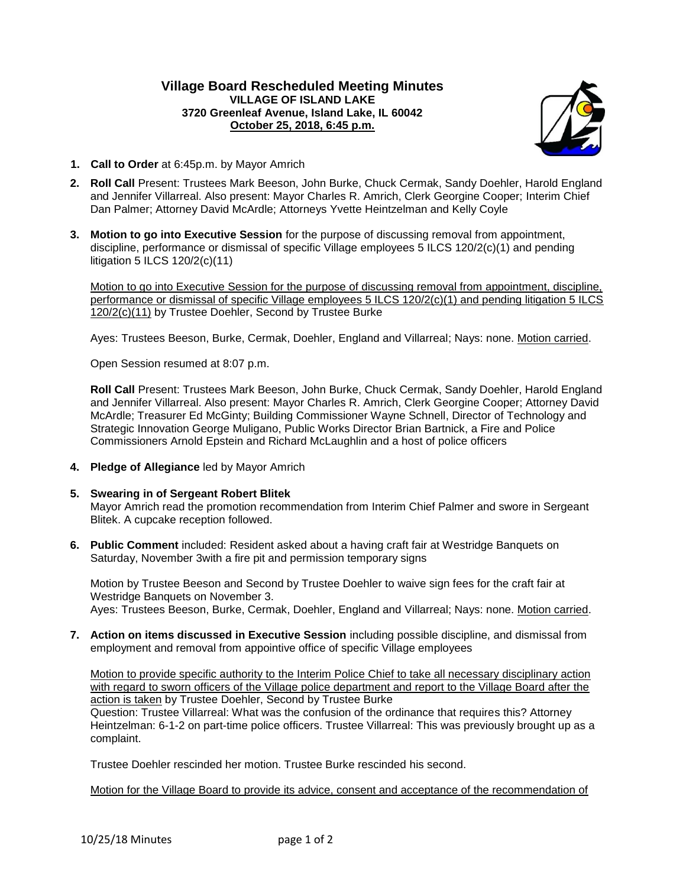# Village Board Rescheduled Meeting Minutes

**VILLAGE OF ISLAND LAKE**
**3720 Greenleaf Avenue, Island Lake, IL 60042**
**October 25, 2018, 6:45 p.m.**

1. **Call to Order** at 6:45p.m. by Mayor Amrich

2. **Roll Call** Present: Trustees Mark Beeson, John Burke, Chuck Cermak, Sandy Doehler, Harold England and Jennifer Villarreal. Also present: Mayor Charles R. Amrich, Clerk Georgine Cooper; Interim Chief Dan Palmer; Attorney David McArdle; Attorneys Yvette Heintzelman and Kelly Coyle

3. **Motion to go into Executive Session** for the purpose of discussing removal from appointment, discipline, performance or dismissal of specific Village employees 5 ILCS 120/2(c)(1) and pending litigation 5 ILCS 120/2(c)(11)

   Motion to go into Executive Session for the purpose of discussing removal from appointment, discipline, performance or dismissal of specific Village employees 5 ILCS 120/2(c)(1) and pending litigation 5 ILCS 120/2(c)(11) by Trustee Doehler, Second by Trustee Burke

   Ayes: Trustees Beeson, Burke, Cermak, Doehler, England and Villarreal; Nays: none. Motion carried.

   Open Session resumed at 8:07 p.m.

   **Roll Call** Present: Trustees Mark Beeson, John Burke, Chuck Cermak, Sandy Doehler, Harold England and Jennifer Villarreal. Also present: Mayor Charles R. Amrich, Clerk Georgine Cooper; Attorney David McArdle; Treasurer Ed McGinty; Building Commissioner Wayne Schnell, Director of Technology and Strategic Innovation George Muligano, Public Works Director Brian Bartnick, a Fire and Police Commissioners Arnold Epstein and Richard McLaughlin and a host of police officers

4. **Pledge of Allegiance** led by Mayor Amrich

5. **Swearing in of Sergeant Robert Blitek**
   Mayor Amrich read the promotion recommendation from Interim Chief Palmer and swore in Sergeant Blitek. A cupcake reception followed.

6. **Public Comment** included: Resident asked about a having craft fair at Westridge Banquets on Saturday, November 3with a fire pit and permission temporary signs

   Motion by Trustee Beeson and Second by Trustee Doehler to waive sign fees for the craft fair at Westridge Banquets on November 3.
   Ayes: Trustees Beeson, Burke, Cermak, Doehler, England and Villarreal; Nays: none. Motion carried.

7. **Action on items discussed in Executive Session** including possible discipline, and dismissal from employment and removal from appointive office of specific Village employees

   Motion to provide specific authority to the Interim Police Chief to take all necessary disciplinary action with regard to sworn officers of the Village police department and report to the Village Board after the action is taken by Trustee Doehler, Second by Trustee Burke
   Question: Trustee Villarreal: What was the confusion of the ordinance that requires this? Attorney Heintzelman: 6-1-2 on part-time police officers. Trustee Villarreal: This was previously brought up as a complaint.

   Trustee Doehler rescinded her motion. Trustee Burke rescinded his second.

   Motion for the Village Board to provide its advice, consent and acceptance of the recommendation of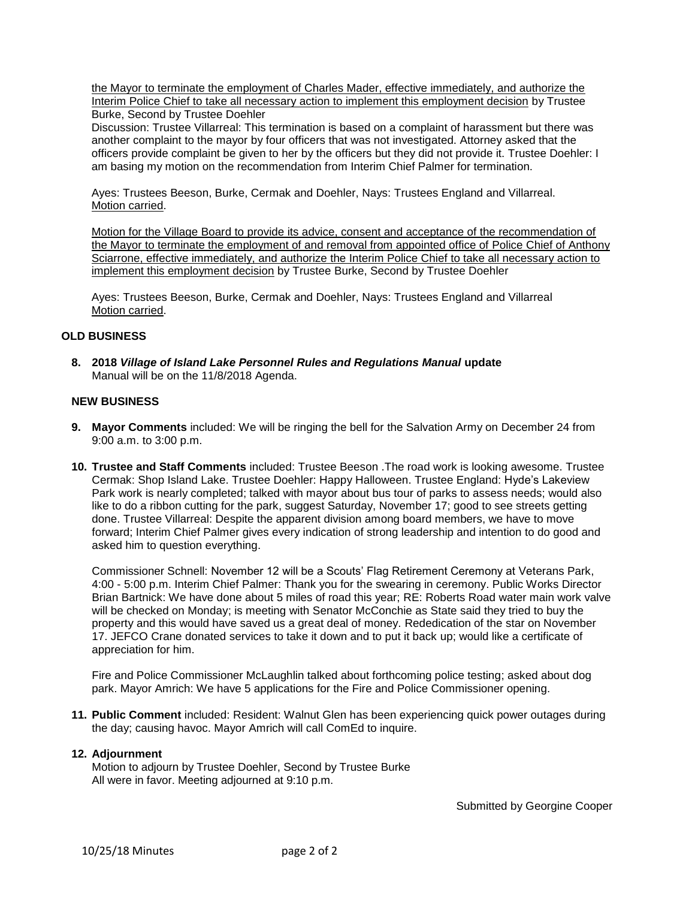the Mayor to terminate the employment of Charles Mader, effective immediately, and authorize the Interim Police Chief to take all necessary action to implement this employment decision by Trustee Burke, Second by Trustee Doehler

Discussion: Trustee Villarreal: This termination is based on a complaint of harassment but there was another complaint to the mayor by four officers that was not investigated. Attorney asked that the officers provide complaint be given to her by the officers but they did not provide it. Trustee Doehler: I am basing my motion on the recommendation from Interim Chief Palmer for termination.

Ayes: Trustees Beeson, Burke, Cermak and Doehler, Nays: Trustees England and Villarreal. Motion carried.

Motion for the Village Board to provide its advice, consent and acceptance of the recommendation of the Mayor to terminate the employment of and removal from appointed office of Police Chief of Anthony Sciarrone, effective immediately, and authorize the Interim Police Chief to take all necessary action to implement this employment decision by Trustee Burke, Second by Trustee Doehler

Ayes: Trustees Beeson, Burke, Cermak and Doehler, Nays: Trustees England and Villarreal Motion carried.

## OLD BUSINESS

**8. 2018 *Village of Island Lake Personnel Rules and Regulations Manual* update**
Manual will be on the 11/8/2018 Agenda.

## NEW BUSINESS

**9. Mayor Comments** included: We will be ringing the bell for the Salvation Army on December 24 from 9:00 a.m. to 3:00 p.m.

**10. Trustee and Staff Comments** included: Trustee Beeson .The road work is looking awesome. Trustee Cermak: Shop Island Lake. Trustee Doehler: Happy Halloween. Trustee England: Hyde's Lakeview Park work is nearly completed; talked with mayor about bus tour of parks to assess needs; would also like to do a ribbon cutting for the park, suggest Saturday, November 17; good to see streets getting done. Trustee Villarreal: Despite the apparent division among board members, we have to move forward; Interim Chief Palmer gives every indication of strong leadership and intention to do good and asked him to question everything.

Commissioner Schnell: November 12 will be a Scouts' Flag Retirement Ceremony at Veterans Park, 4:00 - 5:00 p.m. Interim Chief Palmer: Thank you for the swearing in ceremony. Public Works Director Brian Bartnick: We have done about 5 miles of road this year; RE: Roberts Road water main work valve will be checked on Monday; is meeting with Senator McConchie as State said they tried to buy the property and this would have saved us a great deal of money. Rededication of the star on November 17. JEFCO Crane donated services to take it down and to put it back up; would like a certificate of appreciation for him.

Fire and Police Commissioner McLaughlin talked about forthcoming police testing; asked about dog park. Mayor Amrich: We have 5 applications for the Fire and Police Commissioner opening.

**11. Public Comment** included: Resident: Walnut Glen has been experiencing quick power outages during the day; causing havoc. Mayor Amrich will call ComEd to inquire.

**12. Adjournment**
Motion to adjourn by Trustee Doehler, Second by Trustee Burke
All were in favor. Meeting adjourned at 9:10 p.m.

Submitted by Georgine Cooper